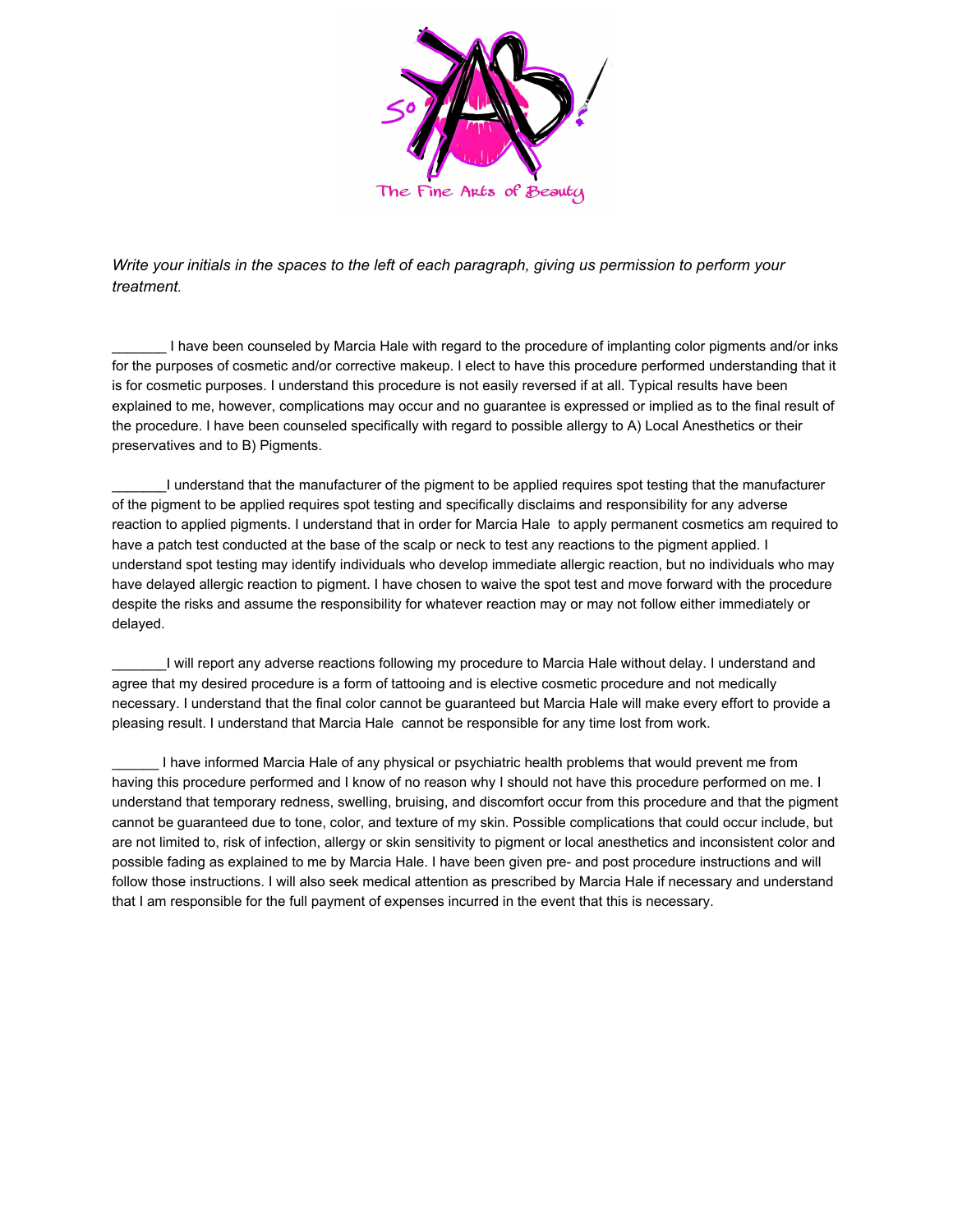*Write your initials in the spaces to the left of each paragraph, giving us permission to perform your treatment.*

_______ I have been counseled by Marcia Hale with regard to the procedure of implanting color pigments and/or inks for the purposes of cosmetic and/or corrective makeup. I elect to have this procedure performed understanding that it is for cosmetic purposes. I understand this procedure is not easily reversed if at all. Typical results have been explained to me, however, complications may occur and no guarantee is expressed or implied as to the final result of the procedure. I have been counseled specifically with regard to possible allergy to A) Local Anesthetics or their preservatives and to B) Pigments.

_______I understand that the manufacturer of the pigment to be applied requires spot testing that the manufacturer of the pigment to be applied requires spot testing and specifically disclaims and responsibility for any adverse reaction to applied pigments. I understand that in order for Marcia Hale to apply permanent cosmetics am required to have a patch test conducted at the base of the scalp or neck to test any reactions to the pigment applied. I understand spot testing may identify individuals who develop immediate allergic reaction, but no individuals who may have delayed allergic reaction to pigment. I have chosen to waive the spot test and move forward with the procedure despite the risks and assume the responsibility for whatever reaction may or may not follow either immediately or delayed.

_______I will report any adverse reactions following my procedure to Marcia Hale without delay. I understand and agree that my desired procedure is a form of tattooing and is elective cosmetic procedure and not medically necessary. I understand that the final color cannot be guaranteed but Marcia Hale will make every effort to provide a pleasing result. I understand that Marcia Hale cannot be responsible for any time lost from work.

______ I have informed Marcia Hale of any physical or psychiatric health problems that would prevent me from having this procedure performed and I know of no reason why I should not have this procedure performed on me. I understand that temporary redness, swelling, bruising, and discomfort occur from this procedure and that the pigment cannot be guaranteed due to tone, color, and texture of my skin. Possible complications that could occur include, but are not limited to, risk of infection, allergy or skin sensitivity to pigment or local anesthetics and inconsistent color and possible fading as explained to me by Marcia Hale. I have been given pre- and post procedure instructions and will follow those instructions. I will also seek medical attention as prescribed by Marcia Hale if necessary and understand that I am responsible for the full payment of expenses incurred in the event that this is necessary.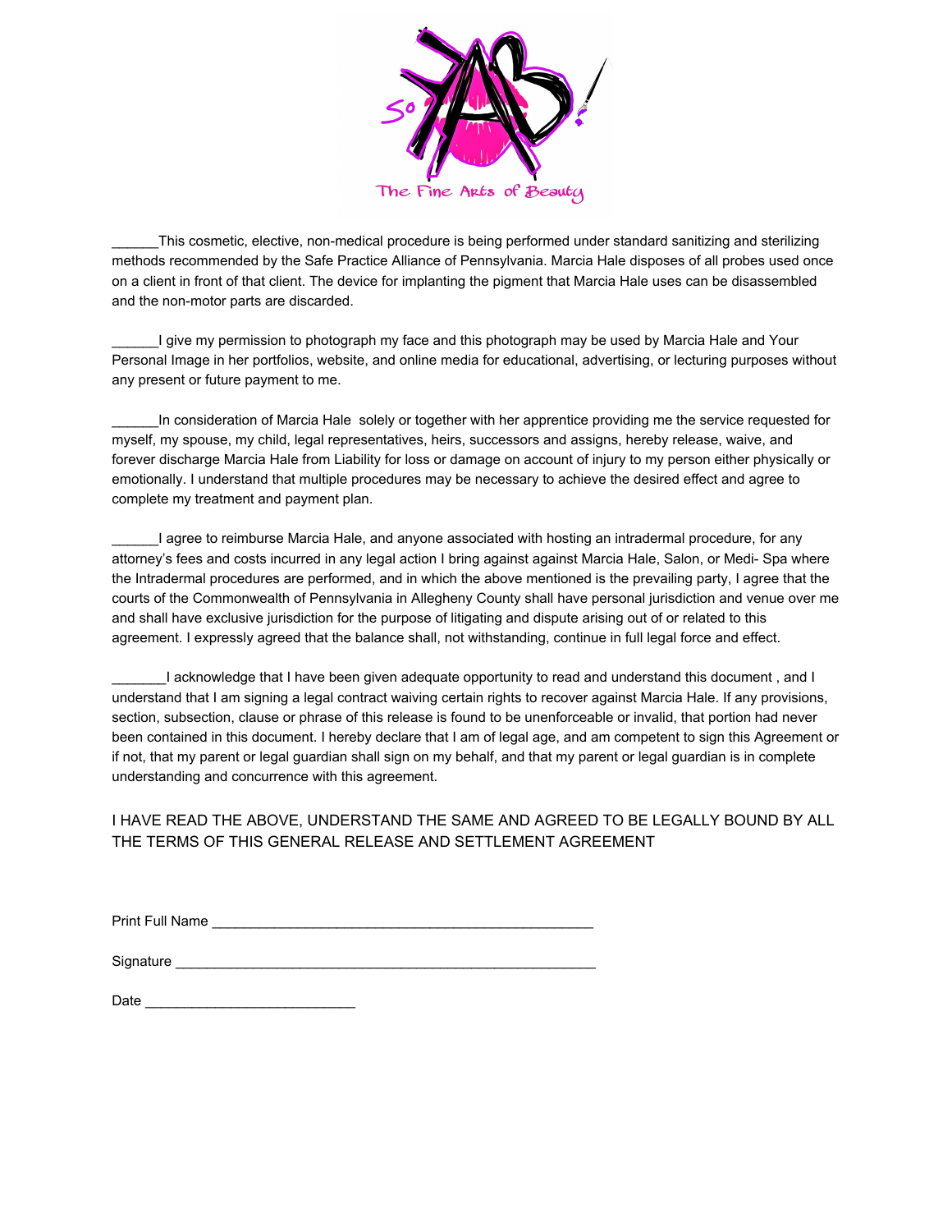So FAB! The Fine Arts of Beauty

______This cosmetic, elective, non-medical procedure is being performed under standard sanitizing and sterilizing methods recommended by the Safe Practice Alliance of Pennsylvania. Marcia Hale disposes of all probes used once on a client in front of that client. The device for implanting the pigment that Marcia Hale uses can be disassembled and the non-motor parts are discarded.

______I give my permission to photograph my face and this photograph may be used by Marcia Hale and Your Personal Image in her portfolios, website, and online media for educational, advertising, or lecturing purposes without any present or future payment to me.

______In consideration of Marcia Hale  solely or together with her apprentice providing me the service requested for myself, my spouse, my child, legal representatives, heirs, successors and assigns, hereby release, waive, and forever discharge Marcia Hale from Liability for loss or damage on account of injury to my person either physically or emotionally. I understand that multiple procedures may be necessary to achieve the desired effect and agree to complete my treatment and payment plan.

______I agree to reimburse Marcia Hale, and anyone associated with hosting an intradermal procedure, for any attorney's fees and costs incurred in any legal action I bring against against Marcia Hale, Salon, or Medi- Spa where the Intradermal procedures are performed, and in which the above mentioned is the prevailing party, I agree that the courts of the Commonwealth of Pennsylvania in Allegheny County shall have personal jurisdiction and venue over me and shall have exclusive jurisdiction for the purpose of litigating and dispute arising out of or related to this agreement. I expressly agreed that the balance shall, not withstanding, continue in full legal force and effect.

_______I acknowledge that I have been given adequate opportunity to read and understand this document , and I understand that I am signing a legal contract waiving certain rights to recover against Marcia Hale. If any provisions, section, subsection, clause or phrase of this release is found to be unenforceable or invalid, that portion had never been contained in this document. I hereby declare that I am of legal age, and am competent to sign this Agreement or if not, that my parent or legal guardian shall sign on my behalf, and that my parent or legal guardian is in complete understanding and concurrence with this agreement.

I HAVE READ THE ABOVE, UNDERSTAND THE SAME AND AGREED TO BE LEGALLY BOUND BY ALL THE TERMS OF THIS GENERAL RELEASE AND SETTLEMENT AGREEMENT

Print Full Name ________________________________________________

Signature _____________________________________________________

Date ___________________________